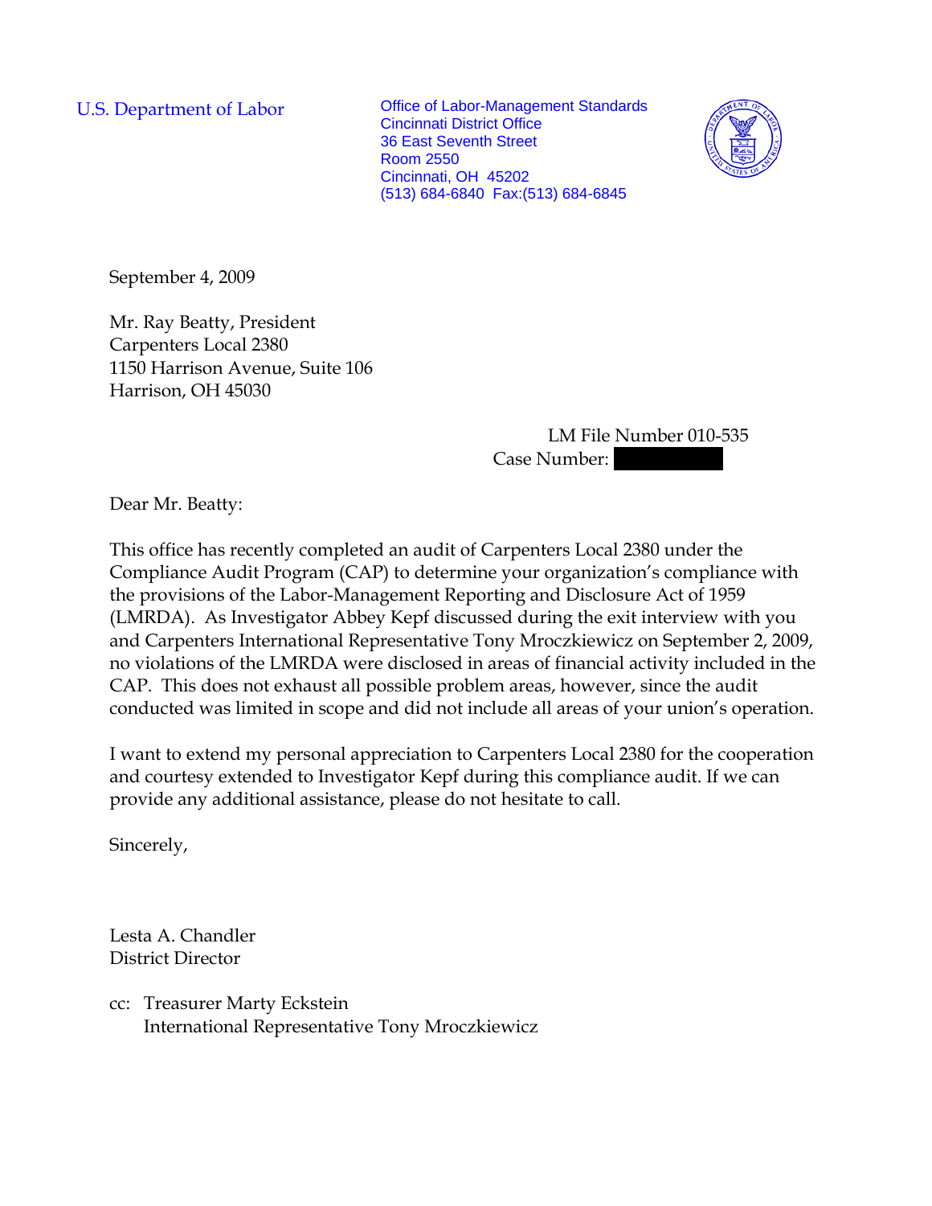U.S. Department of Labor

Office of Labor-Management Standards
Cincinnati District Office
36 East Seventh Street
Room 2550
Cincinnati, OH 45202
(513) 684-6840 Fax:(513) 684-6845

September 4, 2009

Mr. Ray Beatty, President
Carpenters Local 2380
1150 Harrison Avenue, Suite 106
Harrison, OH 45030

LM File Number 010-535
Case Number: 

Dear Mr. Beatty:

This office has recently completed an audit of Carpenters Local 2380 under the Compliance Audit Program (CAP) to determine your organization's compliance with the provisions of the Labor-Management Reporting and Disclosure Act of 1959 (LMRDA). As Investigator Abbey Kepf discussed during the exit interview with you and Carpenters International Representative Tony Mroczkiewicz on September 2, 2009, no violations of the LMRDA were disclosed in areas of financial activity included in the CAP. This does not exhaust all possible problem areas, however, since the audit conducted was limited in scope and did not include all areas of your union's operation.

I want to extend my personal appreciation to Carpenters Local 2380 for the cooperation and courtesy extended to Investigator Kepf during this compliance audit. If we can provide any additional assistance, please do not hesitate to call.

Sincerely,

Lesta A. Chandler
District Director

cc: Treasurer Marty Eckstein
International Representative Tony Mroczkiewicz